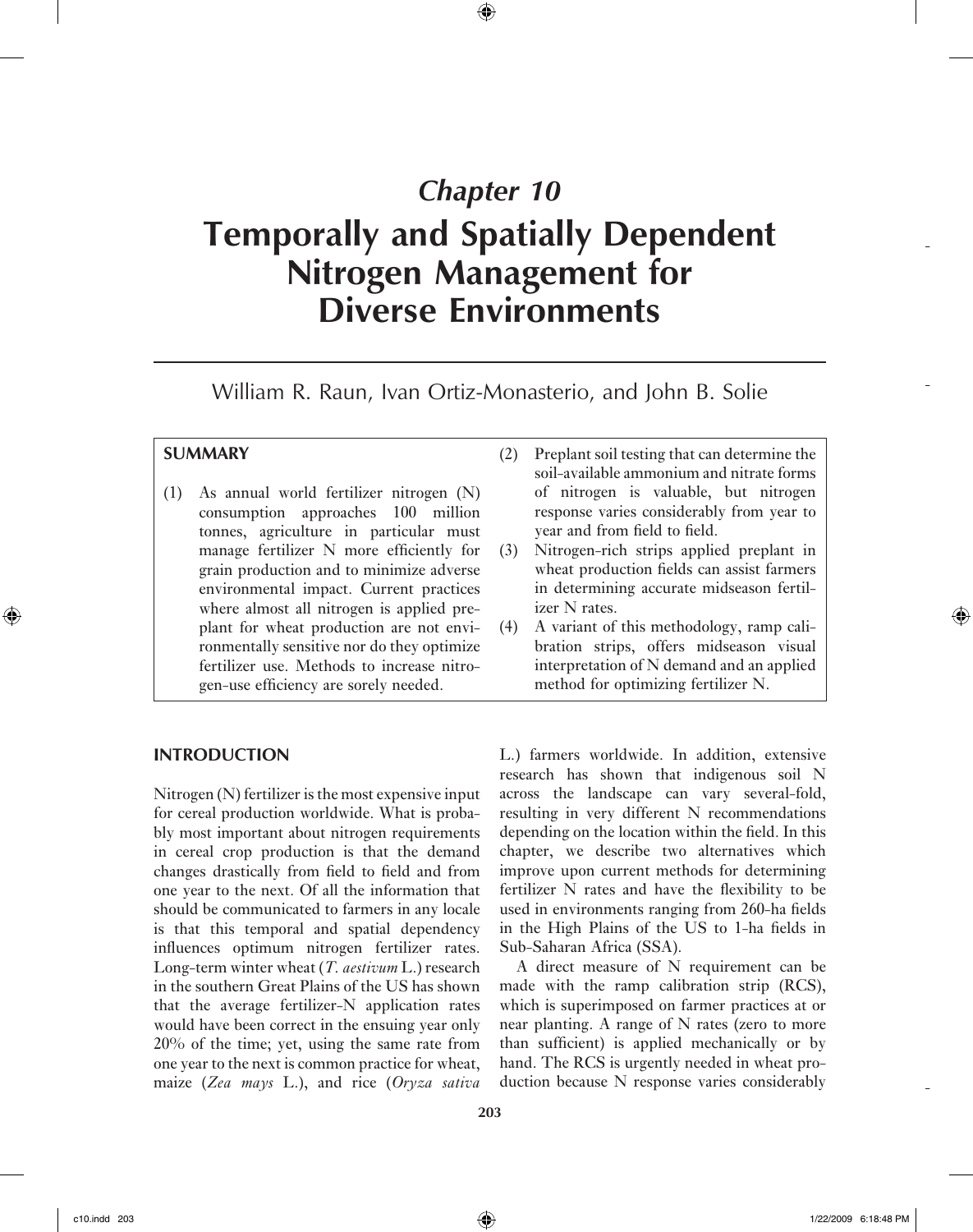# Chapter 10

# Temporally and Spatially Dependent Nitrogen Management for Diverse Environments

William R. Raun, Ivan Ortiz-Monasterio, and John B. Solie

## SUMMARY

(1) As annual world fertilizer nitrogen (N) consumption approaches 100 million tonnes, agriculture in particular must manage fertilizer N more efficiently for grain production and to minimize adverse environmental impact. Current practices where almost all nitrogen is applied preplant for wheat production are not environmentally sensitive nor do they optimize fertilizer use. Methods to increase nitrogen-use efficiency are sorely needed.

(2) Preplant soil testing that can determine the soil-available ammonium and nitrate forms of nitrogen is valuable, but nitrogen response varies considerably from year to year and from field to field.

(3) Nitrogen-rich strips applied preplant in wheat production fields can assist farmers in determining accurate midseason fertilizer N rates.

(4) A variant of this methodology, ramp calibration strips, offers midseason visual interpretation of N demand and an applied method for optimizing fertilizer N.

## INTRODUCTION

Nitrogen (N) fertilizer is the most expensive input for cereal production worldwide. What is probably most important about nitrogen requirements in cereal crop production is that the demand changes drastically from field to field and from one year to the next. Of all the information that should be communicated to farmers in any locale is that this temporal and spatial dependency influences optimum nitrogen fertilizer rates. Long-term winter wheat (*T. aestivum* L.) research in the southern Great Plains of the US has shown that the average fertilizer-N application rates would have been correct in the ensuing year only 20% of the time; yet, using the same rate from one year to the next is common practice for wheat, maize (*Zea mays* L.), and rice (*Oryza sativa* L.) farmers worldwide. In addition, extensive research has shown that indigenous soil N across the landscape can vary several-fold, resulting in very different N recommendations depending on the location within the field. In this chapter, we describe two alternatives which improve upon current methods for determining fertilizer N rates and have the flexibility to be used in environments ranging from 260-ha fields in the High Plains of the US to 1-ha fields in Sub-Saharan Africa (SSA).

A direct measure of N requirement can be made with the ramp calibration strip (RCS), which is superimposed on farmer practices at or near planting. A range of N rates (zero to more than sufficient) is applied mechanically or by hand. The RCS is urgently needed in wheat production because N response varies considerably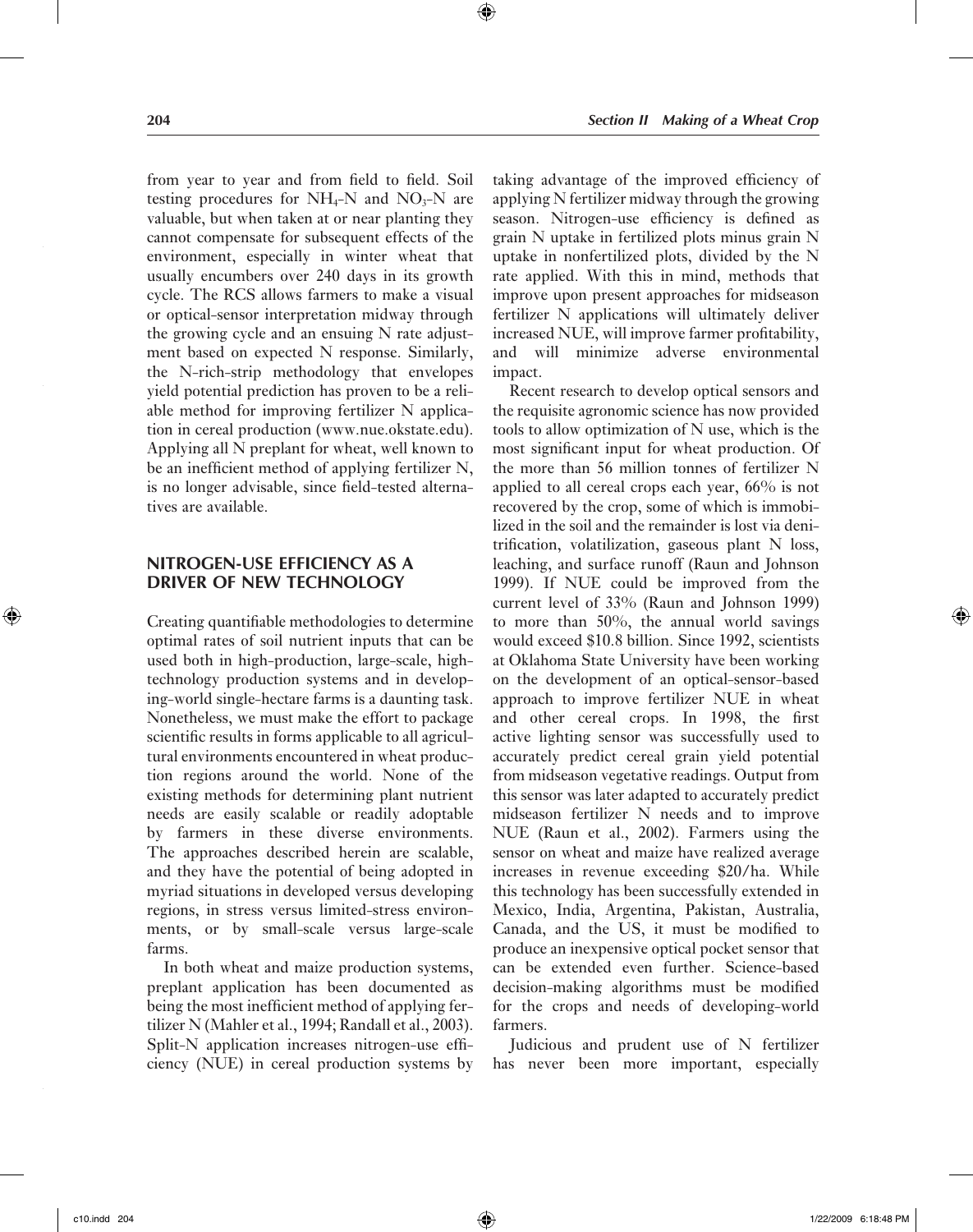from year to year and from field to field. Soil testing procedures for $NH_4$-N and $NO_3$-N are valuable, but when taken at or near planting they cannot compensate for subsequent effects of the environment, especially in winter wheat that usually encumbers over 240 days in its growth cycle. The RCS allows farmers to make a visual or optical-sensor interpretation midway through the growing cycle and an ensuing N rate adjustment based on expected N response. Similarly, the N-rich-strip methodology that envelopes yield potential prediction has proven to be a reliable method for improving fertilizer N application in cereal production (www.nue.okstate.edu). Applying all N preplant for wheat, well known to be an inefficient method of applying fertilizer N, is no longer advisable, since field-tested alternatives are available.

## NITROGEN-USE EFFICIENCY AS A DRIVER OF NEW TECHNOLOGY

Creating quantifiable methodologies to determine optimal rates of soil nutrient inputs that can be used both in high-production, large-scale, high-technology production systems and in developing-world single-hectare farms is a daunting task. Nonetheless, we must make the effort to package scientific results in forms applicable to all agricultural environments encountered in wheat production regions around the world. None of the existing methods for determining plant nutrient needs are easily scalable or readily adoptable by farmers in these diverse environments. The approaches described herein are scalable, and they have the potential of being adopted in myriad situations in developed versus developing regions, in stress versus limited-stress environments, or by small-scale versus large-scale farms.

In both wheat and maize production systems, preplant application has been documented as being the most inefficient method of applying fertilizer N (Mahler et al., 1994; Randall et al., 2003). Split-N application increases nitrogen-use efficiency (NUE) in cereal production systems by taking advantage of the improved efficiency of applying N fertilizer midway through the growing season. Nitrogen-use efficiency is defined as grain N uptake in fertilized plots minus grain N uptake in nonfertilized plots, divided by the N rate applied. With this in mind, methods that improve upon present approaches for midseason fertilizer N applications will ultimately deliver increased NUE, will improve farmer profitability, and will minimize adverse environmental impact.

Recent research to develop optical sensors and the requisite agronomic science has now provided tools to allow optimization of N use, which is the most significant input for wheat production. Of the more than 56 million tonnes of fertilizer N applied to all cereal crops each year, 66% is not recovered by the crop, some of which is immobilized in the soil and the remainder is lost via denitrification, volatilization, gaseous plant N loss, leaching, and surface runoff (Raun and Johnson 1999). If NUE could be improved from the current level of 33% (Raun and Johnson 1999) to more than 50%, the annual world savings would exceed $10.8 billion. Since 1992, scientists at Oklahoma State University have been working on the development of an optical-sensor-based approach to improve fertilizer NUE in wheat and other cereal crops. In 1998, the first active lighting sensor was successfully used to accurately predict cereal grain yield potential from midseason vegetative readings. Output from this sensor was later adapted to accurately predict midseason fertilizer N needs and to improve NUE (Raun et al., 2002). Farmers using the sensor on wheat and maize have realized average increases in revenue exceeding $20/ha. While this technology has been successfully extended in Mexico, India, Argentina, Pakistan, Australia, Canada, and the US, it must be modified to produce an inexpensive optical pocket sensor that can be extended even further. Science-based decision-making algorithms must be modified for the crops and needs of developing-world farmers.

Judicious and prudent use of N fertilizer has never been more important, especially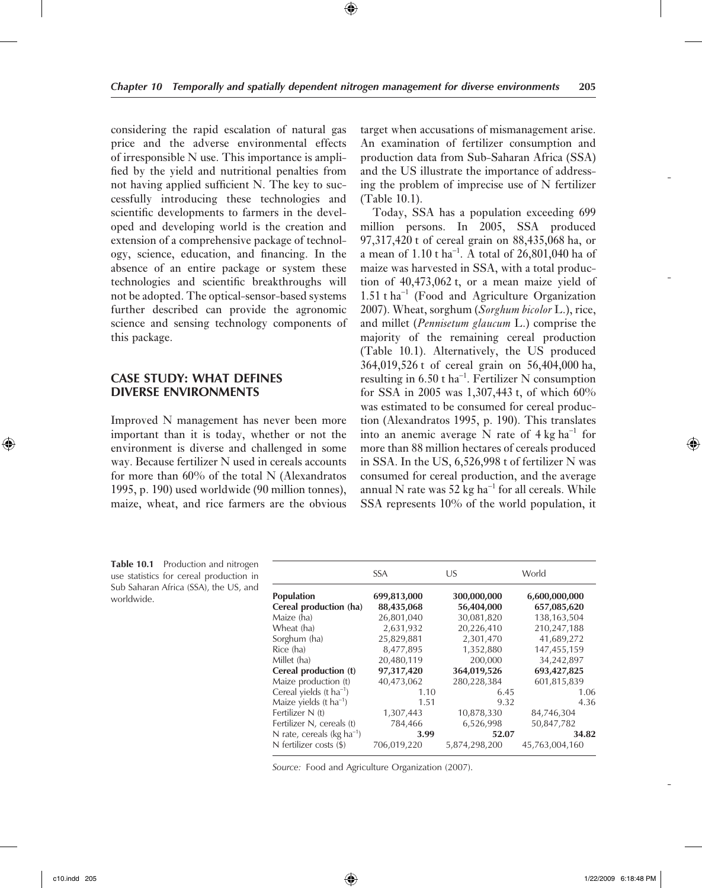considering the rapid escalation of natural gas price and the adverse environmental effects of irresponsible N use. This importance is amplified by the yield and nutritional penalties from not having applied sufficient N. The key to successfully introducing these technologies and scientific developments to farmers in the developed and developing world is the creation and extension of a comprehensive package of technology, science, education, and financing. In the absence of an entire package or system these technologies and scientific breakthroughs will not be adopted. The optical-sensor-based systems further described can provide the agronomic science and sensing technology components of this package.

## CASE STUDY: WHAT DEFINES DIVERSE ENVIRONMENTS

Improved N management has never been more important than it is today, whether or not the environment is diverse and challenged in some way. Because fertilizer N used in cereals accounts for more than 60% of the total N (Alexandratos 1995, p. 190) used worldwide (90 million tonnes), maize, wheat, and rice farmers are the obvious target when accusations of mismanagement arise. An examination of fertilizer consumption and production data from Sub-Saharan Africa (SSA) and the US illustrate the importance of addressing the problem of imprecise use of N fertilizer (Table 10.1).

Today, SSA has a population exceeding 699 million persons. In 2005, SSA produced 97,317,420 t of cereal grain on 88,435,068 ha, or a mean of 1.10 t $ha^{-1}$. A total of 26,801,040 ha of maize was harvested in SSA, with a total production of 40,473,062 t, or a mean maize yield of 1.51 t $ha^{-1}$ (Food and Agriculture Organization 2007). Wheat, sorghum (*Sorghum bicolor* L.), rice, and millet (*Pennisetum glaucum* L.) comprise the majority of the remaining cereal production (Table 10.1). Alternatively, the US produced 364,019,526 t of cereal grain on 56,404,000 ha, resulting in 6.50 t $ha^{-1}$. Fertilizer N consumption for SSA in 2005 was 1,307,443 t, of which 60% was estimated to be consumed for cereal production (Alexandratos 1995, p. 190). This translates into an anemic average N rate of 4 kg $ha^{-1}$ for more than 88 million hectares of cereals produced in SSA. In the US, 6,526,998 t of fertilizer N was consumed for cereal production, and the average annual N rate was 52 kg $ha^{-1}$ for all cereals. While SSA represents 10% of the world population, it

**Table 10.1** Production and nitrogen use statistics for cereal production in Sub Saharan Africa (SSA), the US, and worldwide.

| | SSA | US | World |
|---|---|---|---|
| **Population** | **699,813,000** | **300,000,000** | **6,600,000,000** |
| **Cereal production (ha)** | **88,435,068** | **56,404,000** | **657,085,620** |
| Maize (ha) | 26,801,040 | 30,081,820 | 138,163,504 |
| Wheat (ha) | 2,631,932 | 20,226,410 | 210,247,188 |
| Sorghum (ha) | 25,829,881 | 2,301,470 | 41,689,272 |
| Rice (ha) | 8,477,895 | 1,352,880 | 147,455,159 |
| Millet (ha) | 20,480,119 | 200,000 | 34,242,897 |
| **Cereal production (t)** | **97,317,420** | **364,019,526** | **693,427,825** |
| Maize production (t) | 40,473,062 | 280,228,384 | 601,815,839 |
| Cereal yields (t $ha^{-1}$) | 1.10 | 6.45 | 1.06 |
| Maize yields (t $ha^{-1}$) | 1.51 | 9.32 | 4.36 |
| Fertilizer N (t) | 1,307,443 | 10,878,330 | 84,746,304 |
| Fertilizer N, cereals (t) | 784,466 | 6,526,998 | 50,847,782 |
| N rate, cereals (kg $ha^{-1}$) | **3.99** | **52.07** | **34.82** |
| N fertilizer costs ($) | 706,019,220 | 5,874,298,200 | 45,763,004,160 |

*Source:* Food and Agriculture Organization (2007).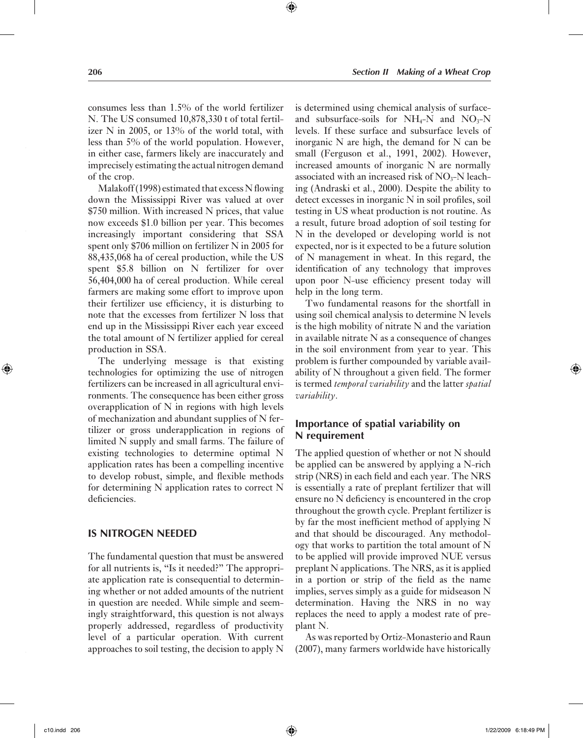consumes less than 1.5% of the world fertilizer N. The US consumed 10,878,330 t of total fertilizer N in 2005, or 13% of the world total, with less than 5% of the world population. However, in either case, farmers likely are inaccurately and imprecisely estimating the actual nitrogen demand of the crop.

Malakoff (1998) estimated that excess N flowing down the Mississippi River was valued at over \$750 million. With increased N prices, that value now exceeds \$1.0 billion per year. This becomes increasingly important considering that SSA spent only \$706 million on fertilizer N in 2005 for 88,435,068 ha of cereal production, while the US spent \$5.8 billion on N fertilizer for over 56,404,000 ha of cereal production. While cereal farmers are making some effort to improve upon their fertilizer use efficiency, it is disturbing to note that the excesses from fertilizer N loss that end up in the Mississippi River each year exceed the total amount of N fertilizer applied for cereal production in SSA.

The underlying message is that existing technologies for optimizing the use of nitrogen fertilizers can be increased in all agricultural environments. The consequence has been either gross overapplication of N in regions with high levels of mechanization and abundant supplies of N fertilizer or gross underapplication in regions of limited N supply and small farms. The failure of existing technologies to determine optimal N application rates has been a compelling incentive to develop robust, simple, and flexible methods for determining N application rates to correct N deficiencies.

## IS NITROGEN NEEDED

The fundamental question that must be answered for all nutrients is, "Is it needed?" The appropriate application rate is consequential to determining whether or not added amounts of the nutrient in question are needed. While simple and seemingly straightforward, this question is not always properly addressed, regardless of productivity level of a particular operation. With current approaches to soil testing, the decision to apply N is determined using chemical analysis of surface- and subsurface-soils for $NH_4$-N and $NO_3$-N levels. If these surface and subsurface levels of inorganic N are high, the demand for N can be small (Ferguson et al., 1991, 2002). However, increased amounts of inorganic N are normally associated with an increased risk of $NO_3$-N leaching (Andraski et al., 2000). Despite the ability to detect excesses in inorganic N in soil profiles, soil testing in US wheat production is not routine. As a result, future broad adoption of soil testing for N in the developed or developing world is not expected, nor is it expected to be a future solution of N management in wheat. In this regard, the identification of any technology that improves upon poor N-use efficiency present today will help in the long term.

Two fundamental reasons for the shortfall in using soil chemical analysis to determine N levels is the high mobility of nitrate N and the variation in available nitrate N as a consequence of changes in the soil environment from year to year. This problem is further compounded by variable availability of N throughout a given field. The former is termed *temporal variability* and the latter *spatial variability*.

### Importance of spatial variability on N requirement

The applied question of whether or not N should be applied can be answered by applying a N-rich strip (NRS) in each field and each year. The NRS is essentially a rate of preplant fertilizer that will ensure no N deficiency is encountered in the crop throughout the growth cycle. Preplant fertilizer is by far the most inefficient method of applying N and that should be discouraged. Any methodology that works to partition the total amount of N to be applied will provide improved NUE versus preplant N applications. The NRS, as it is applied in a portion or strip of the field as the name implies, serves simply as a guide for midseason N determination. Having the NRS in no way replaces the need to apply a modest rate of preplant N.

As was reported by Ortiz-Monasterio and Raun (2007), many farmers worldwide have historically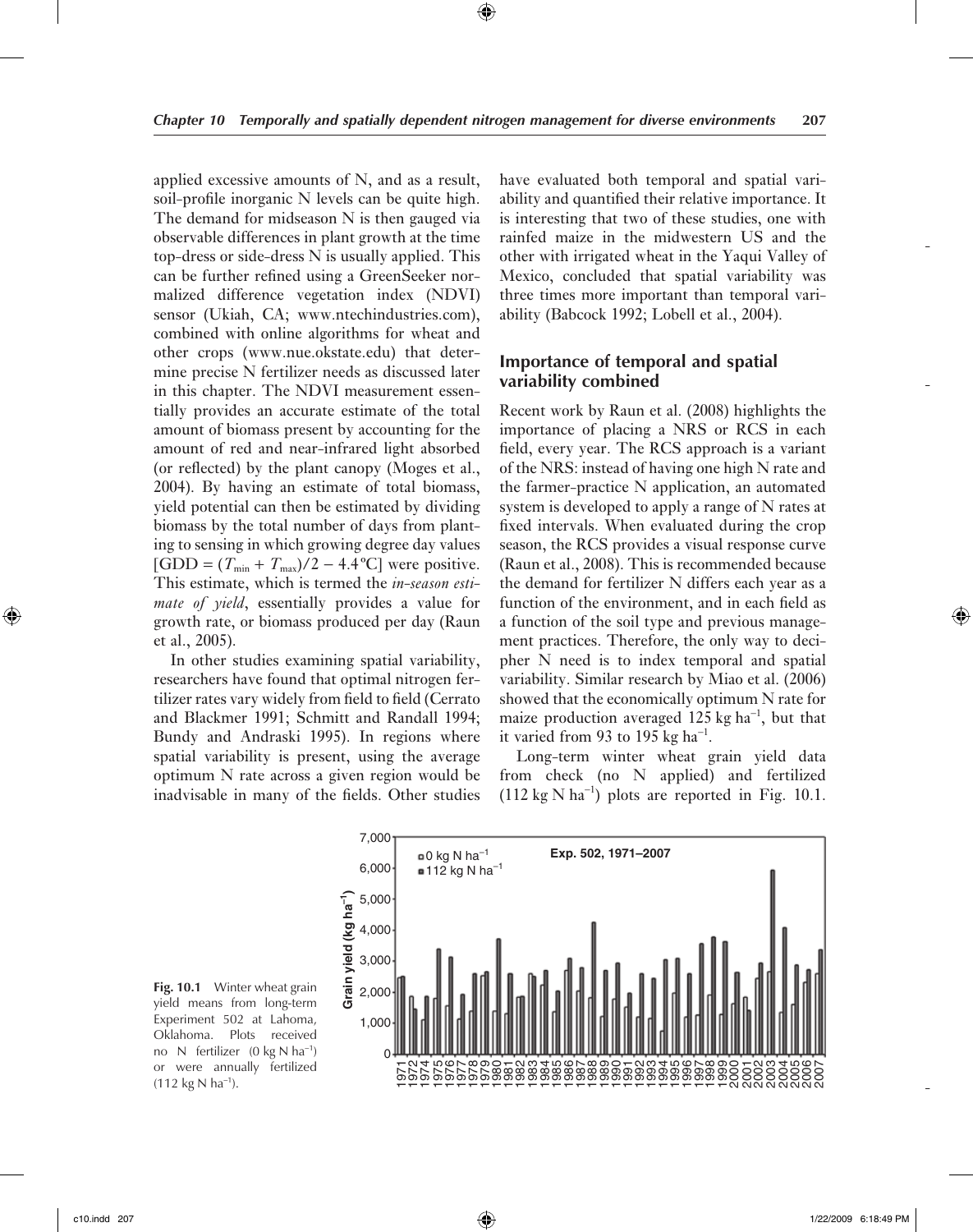applied excessive amounts of N, and as a result, soil-profile inorganic N levels can be quite high. The demand for midseason N is then gauged via observable differences in plant growth at the time top-dress or side-dress N is usually applied. This can be further refined using a GreenSeeker normalized difference vegetation index (NDVI) sensor (Ukiah, CA; www.ntechindustries.com), combined with online algorithms for wheat and other crops (www.nue.okstate.edu) that determine precise N fertilizer needs as discussed later in this chapter. The NDVI measurement essentially provides an accurate estimate of the total amount of biomass present by accounting for the amount of red and near-infrared light absorbed (or reflected) by the plant canopy (Moges et al., 2004). By having an estimate of total biomass, yield potential can then be estimated by dividing biomass by the total number of days from planting to sensing in which growing degree day values [$GDD = (T_{min} + T_{max})/2 - 4.4°C$] were positive. This estimate, which is termed the *in-season estimate of yield*, essentially provides a value for growth rate, or biomass produced per day (Raun et al., 2005).

In other studies examining spatial variability, researchers have found that optimal nitrogen fertilizer rates vary widely from field to field (Cerrato and Blackmer 1991; Schmitt and Randall 1994; Bundy and Andraski 1995). In regions where spatial variability is present, using the average optimum N rate across a given region would be inadvisable in many of the fields. Other studies have evaluated both temporal and spatial variability and quantified their relative importance. It is interesting that two of these studies, one with rainfed maize in the midwestern US and the other with irrigated wheat in the Yaqui Valley of Mexico, concluded that spatial variability was three times more important than temporal variability (Babcock 1992; Lobell et al., 2004).

## Importance of temporal and spatial variability combined

Recent work by Raun et al. (2008) highlights the importance of placing a NRS or RCS in each field, every year. The RCS approach is a variant of the NRS: instead of having one high N rate and the farmer-practice N application, an automated system is developed to apply a range of N rates at fixed intervals. When evaluated during the crop season, the RCS provides a visual response curve (Raun et al., 2008). This is recommended because the demand for fertilizer N differs each year as a function of the environment, and in each field as a function of the soil type and previous management practices. Therefore, the only way to decipher N need is to index temporal and spatial variability. Similar research by Miao et al. (2006) showed that the economically optimum N rate for maize production averaged 125 kg ha$^{-1}$, but that it varied from 93 to 195 kg ha$^{-1}$.

Long-term winter wheat grain yield data from check (no N applied) and fertilized (112 kg N ha$^{-1}$) plots are reported in Fig. 10.1.

**Fig. 10.1** Winter wheat grain yield means from long-term Experiment 502 at Lahoma, Oklahoma. Plots received no N fertilizer (0 kg N ha$^{-1}$) or were annually fertilized (112 kg N ha$^{-1}$).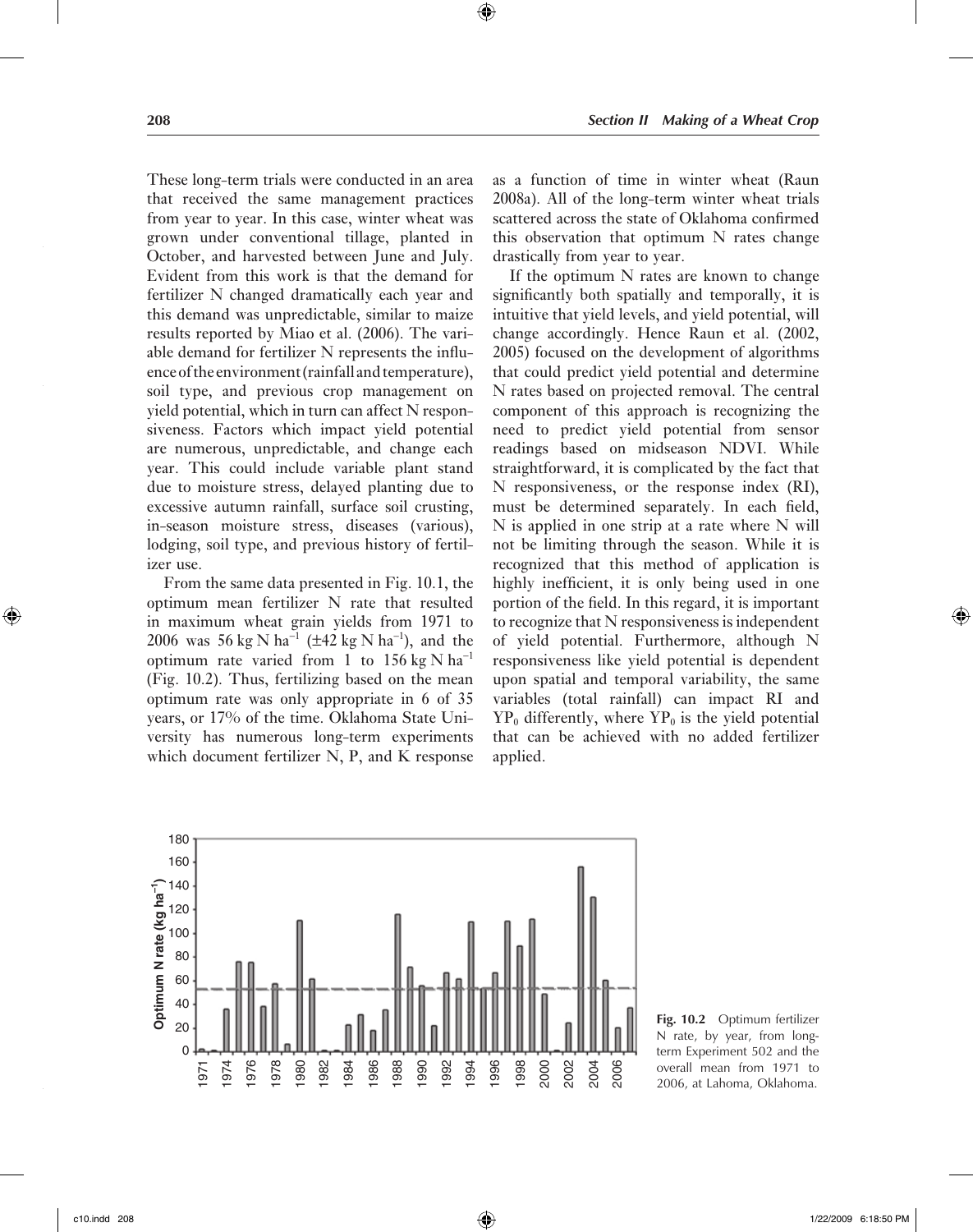These long-term trials were conducted in an area that received the same management practices from year to year. In this case, winter wheat was grown under conventional tillage, planted in October, and harvested between June and July. Evident from this work is that the demand for fertilizer N changed dramatically each year and this demand was unpredictable, similar to maize results reported by Miao et al. (2006). The variable demand for fertilizer N represents the influence of the environment (rainfall and temperature), soil type, and previous crop management on yield potential, which in turn can affect N responsiveness. Factors which impact yield potential are numerous, unpredictable, and change each year. This could include variable plant stand due to moisture stress, delayed planting due to excessive autumn rainfall, surface soil crusting, in-season moisture stress, diseases (various), lodging, soil type, and previous history of fertilizer use.

From the same data presented in Fig. 10.1, the optimum mean fertilizer N rate that resulted in maximum wheat grain yields from 1971 to 2006 was 56 kg N ha$^{-1}$ (±42 kg N ha$^{-1}$), and the optimum rate varied from 1 to 156 kg N ha$^{-1}$ (Fig. 10.2). Thus, fertilizing based on the mean optimum rate was only appropriate in 6 of 35 years, or 17% of the time. Oklahoma State University has numerous long-term experiments which document fertilizer N, P, and K response as a function of time in winter wheat (Raun 2008a). All of the long-term winter wheat trials scattered across the state of Oklahoma confirmed this observation that optimum N rates change drastically from year to year.

If the optimum N rates are known to change significantly both spatially and temporally, it is intuitive that yield levels, and yield potential, will change accordingly. Hence Raun et al. (2002, 2005) focused on the development of algorithms that could predict yield potential and determine N rates based on projected removal. The central component of this approach is recognizing the need to predict yield potential from sensor readings based on midseason NDVI. While straightforward, it is complicated by the fact that N responsiveness, or the response index (RI), must be determined separately. In each field, N is applied in one strip at a rate where N will not be limiting through the season. While it is recognized that this method of application is highly inefficient, it is only being used in one portion of the field. In this regard, it is important to recognize that N responsiveness is independent of yield potential. Furthermore, although N responsiveness like yield potential is dependent upon spatial and temporal variability, the same variables (total rainfall) can impact RI and $YP_0$ differently, where $YP_0$ is the yield potential that can be achieved with no added fertilizer applied.

**Fig. 10.2** Optimum fertilizer N rate, by year, from long-term Experiment 502 and the overall mean from 1971 to 2006, at Lahoma, Oklahoma.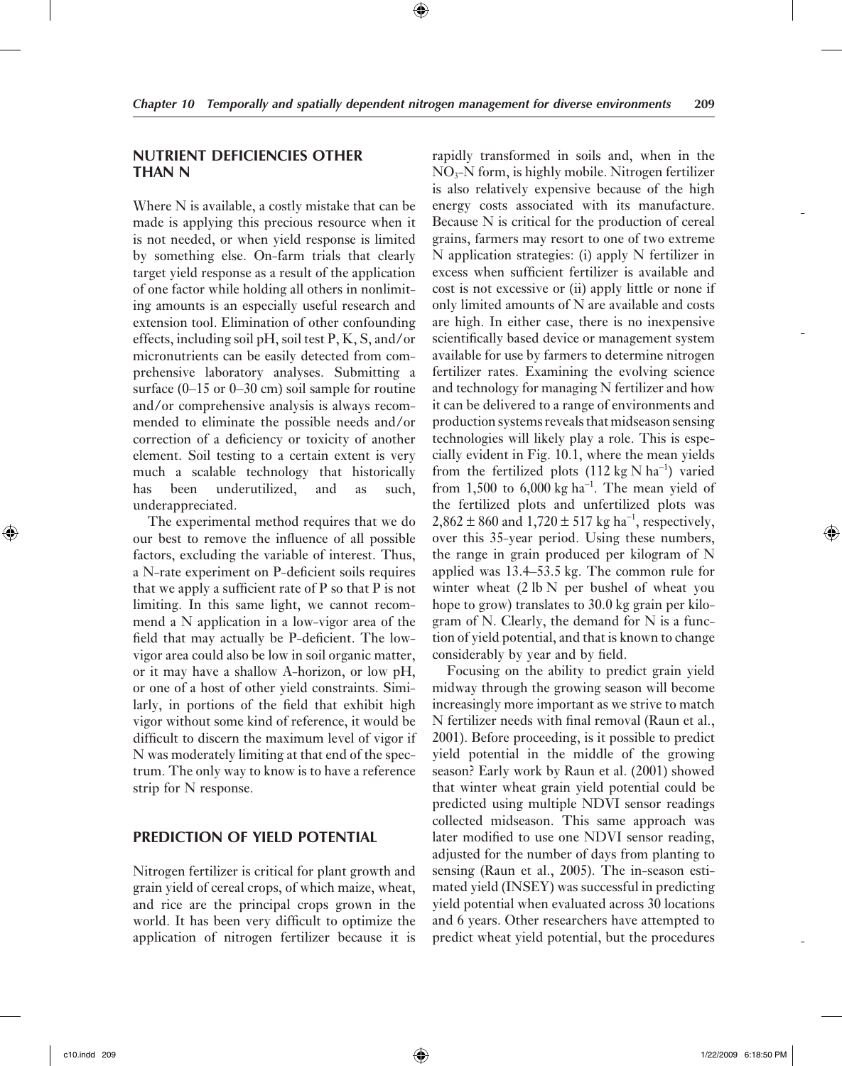## NUTRIENT DEFICIENCIES OTHER THAN N

Where N is available, a costly mistake that can be made is applying this precious resource when it is not needed, or when yield response is limited by something else. On-farm trials that clearly target yield response as a result of the application of one factor while holding all others in nonlimiting amounts is an especially useful research and extension tool. Elimination of other confounding effects, including soil pH, soil test P, K, S, and/or micronutrients can be easily detected from comprehensive laboratory analyses. Submitting a surface (0–15 or 0–30 cm) soil sample for routine and/or comprehensive analysis is always recommended to eliminate the possible needs and/or correction of a deficiency or toxicity of another element. Soil testing to a certain extent is very much a scalable technology that historically has been underutilized, and as such, underappreciated.

The experimental method requires that we do our best to remove the influence of all possible factors, excluding the variable of interest. Thus, a N-rate experiment on P-deficient soils requires that we apply a sufficient rate of P so that P is not limiting. In this same light, we cannot recommend a N application in a low-vigor area of the field that may actually be P-deficient. The low-vigor area could also be low in soil organic matter, or it may have a shallow A-horizon, or low pH, or one of a host of other yield constraints. Similarly, in portions of the field that exhibit high vigor without some kind of reference, it would be difficult to discern the maximum level of vigor if N was moderately limiting at that end of the spectrum. The only way to know is to have a reference strip for N response.

## PREDICTION OF YIELD POTENTIAL

Nitrogen fertilizer is critical for plant growth and grain yield of cereal crops, of which maize, wheat, and rice are the principal crops grown in the world. It has been very difficult to optimize the application of nitrogen fertilizer because it is rapidly transformed in soils and, when in the $NO_3$-N form, is highly mobile. Nitrogen fertilizer is also relatively expensive because of the high energy costs associated with its manufacture. Because N is critical for the production of cereal grains, farmers may resort to one of two extreme N application strategies: (i) apply N fertilizer in excess when sufficient fertilizer is available and cost is not excessive or (ii) apply little or none if only limited amounts of N are available and costs are high. In either case, there is no inexpensive scientifically based device or management system available for use by farmers to determine nitrogen fertilizer rates. Examining the evolving science and technology for managing N fertilizer and how it can be delivered to a range of environments and production systems reveals that midseason sensing technologies will likely play a role. This is especially evident in Fig. 10.1, where the mean yields from the fertilized plots (112 kg N $ha^{-1}$) varied from 1,500 to 6,000 kg $ha^{-1}$. The mean yield of the fertilized plots and unfertilized plots was $2,862 \pm 860$ and $1,720 \pm 517$ kg $ha^{-1}$, respectively, over this 35-year period. Using these numbers, the range in grain produced per kilogram of N applied was 13.4–53.5 kg. The common rule for winter wheat (2 lb N per bushel of wheat you hope to grow) translates to 30.0 kg grain per kilogram of N. Clearly, the demand for N is a function of yield potential, and that is known to change considerably by year and by field.

Focusing on the ability to predict grain yield midway through the growing season will become increasingly more important as we strive to match N fertilizer needs with final removal (Raun et al., 2001). Before proceeding, is it possible to predict yield potential in the middle of the growing season? Early work by Raun et al. (2001) showed that winter wheat grain yield potential could be predicted using multiple NDVI sensor readings collected midseason. This same approach was later modified to use one NDVI sensor reading, adjusted for the number of days from planting to sensing (Raun et al., 2005). The in-season estimated yield (INSEY) was successful in predicting yield potential when evaluated across 30 locations and 6 years. Other researchers have attempted to predict wheat yield potential, but the procedures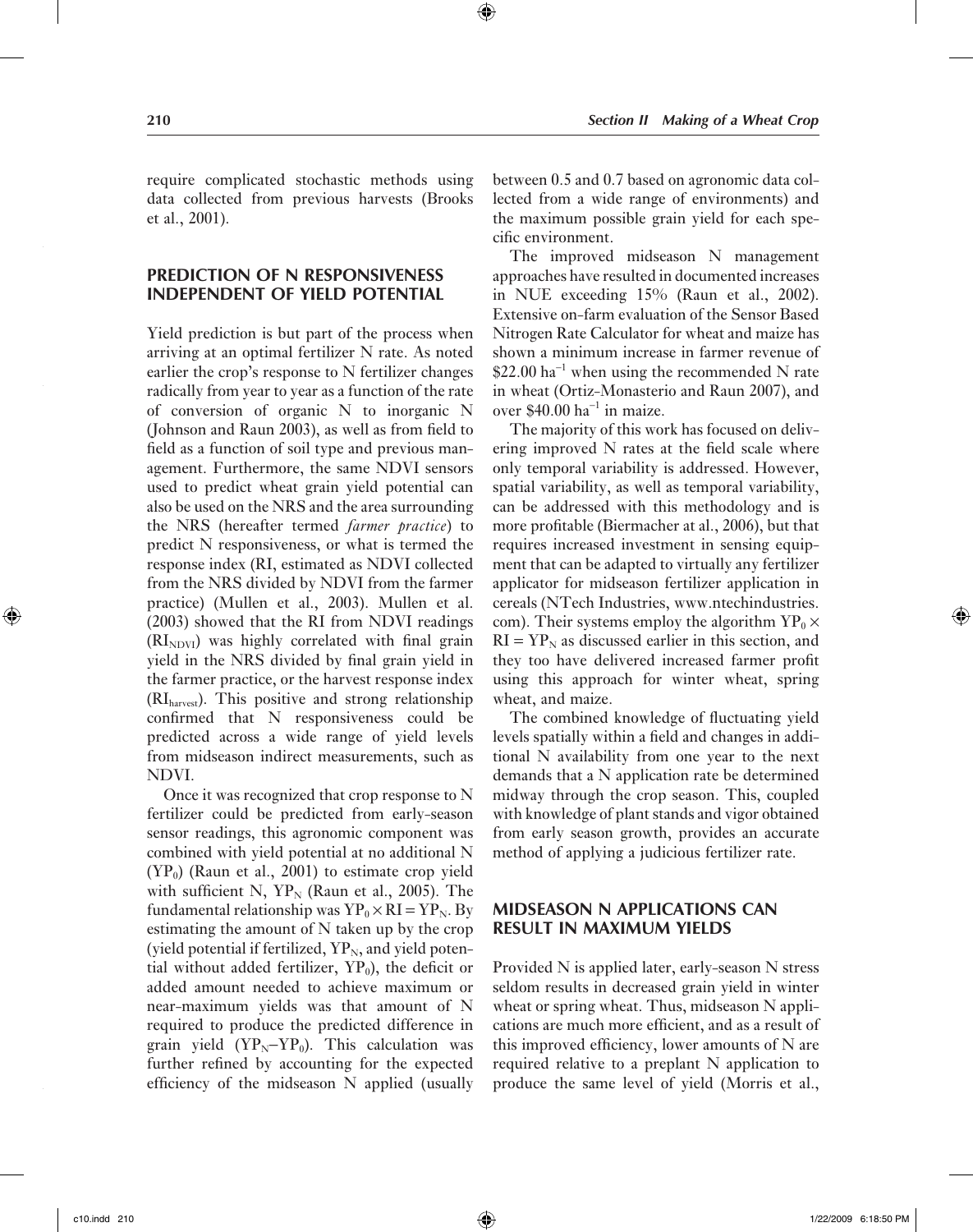require complicated stochastic methods using data collected from previous harvests (Brooks et al., 2001).

## PREDICTION OF N RESPONSIVENESS INDEPENDENT OF YIELD POTENTIAL

Yield prediction is but part of the process when arriving at an optimal fertilizer N rate. As noted earlier the crop's response to N fertilizer changes radically from year to year as a function of the rate of conversion of organic N to inorganic N (Johnson and Raun 2003), as well as from field to field as a function of soil type and previous management. Furthermore, the same NDVI sensors used to predict wheat grain yield potential can also be used on the NRS and the area surrounding the NRS (hereafter termed *farmer practice*) to predict N responsiveness, or what is termed the response index (RI, estimated as NDVI collected from the NRS divided by NDVI from the farmer practice) (Mullen et al., 2003). Mullen et al. (2003) showed that the RI from NDVI readings ($RI_{NDVI}$) was highly correlated with final grain yield in the NRS divided by final grain yield in the farmer practice, or the harvest response index ($RI_{harvest}$). This positive and strong relationship confirmed that N responsiveness could be predicted across a wide range of yield levels from midseason indirect measurements, such as NDVI.

Once it was recognized that crop response to N fertilizer could be predicted from early-season sensor readings, this agronomic component was combined with yield potential at no additional N ($YP_0$) (Raun et al., 2001) to estimate crop yield with sufficient N, $YP_N$ (Raun et al., 2005). The fundamental relationship was $YP_0 \times RI = YP_N$. By estimating the amount of N taken up by the crop (yield potential if fertilized, $YP_N$, and yield potential without added fertilizer, $YP_0$), the deficit or added amount needed to achieve maximum or near-maximum yields was that amount of N required to produce the predicted difference in grain yield ($YP_N$–$YP_0$). This calculation was further refined by accounting for the expected efficiency of the midseason N applied (usually between 0.5 and 0.7 based on agronomic data collected from a wide range of environments) and the maximum possible grain yield for each specific environment.

The improved midseason N management approaches have resulted in documented increases in NUE exceeding 15% (Raun et al., 2002). Extensive on-farm evaluation of the Sensor Based Nitrogen Rate Calculator for wheat and maize has shown a minimum increase in farmer revenue of \$22.00 $ha^{-1}$ when using the recommended N rate in wheat (Ortiz-Monasterio and Raun 2007), and over \$40.00 $ha^{-1}$ in maize.

The majority of this work has focused on delivering improved N rates at the field scale where only temporal variability is addressed. However, spatial variability, as well as temporal variability, can be addressed with this methodology and is more profitable (Biermacher at al., 2006), but that requires increased investment in sensing equipment that can be adapted to virtually any fertilizer applicator for midseason fertilizer application in cereals (NTech Industries, www.ntechindustries.com). Their systems employ the algorithm $YP_0 \times RI = YP_N$ as discussed earlier in this section, and they too have delivered increased farmer profit using this approach for winter wheat, spring wheat, and maize.

The combined knowledge of fluctuating yield levels spatially within a field and changes in additional N availability from one year to the next demands that a N application rate be determined midway through the crop season. This, coupled with knowledge of plant stands and vigor obtained from early season growth, provides an accurate method of applying a judicious fertilizer rate.

## MIDSEASON N APPLICATIONS CAN RESULT IN MAXIMUM YIELDS

Provided N is applied later, early-season N stress seldom results in decreased grain yield in winter wheat or spring wheat. Thus, midseason N applications are much more efficient, and as a result of this improved efficiency, lower amounts of N are required relative to a preplant N application to produce the same level of yield (Morris et al.,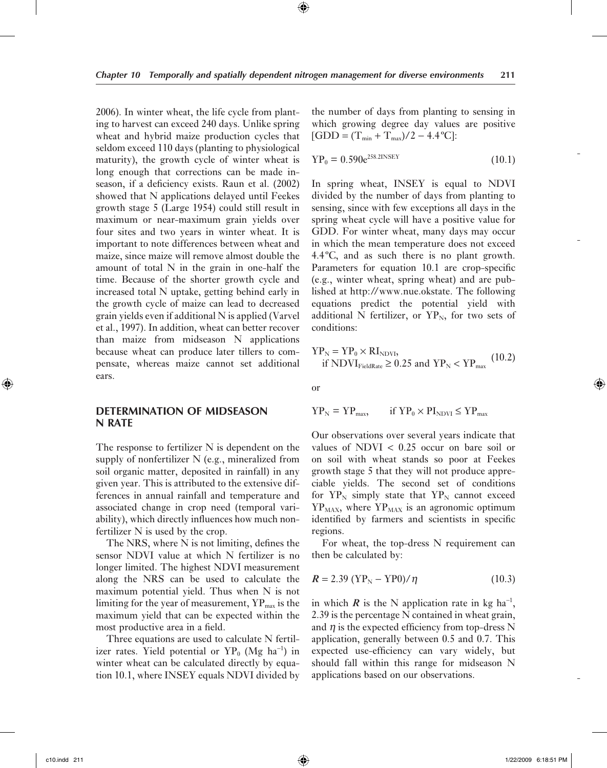2006). In winter wheat, the life cycle from planting to harvest can exceed 240 days. Unlike spring wheat and hybrid maize production cycles that seldom exceed 110 days (planting to physiological maturity), the growth cycle of winter wheat is long enough that corrections can be made in-season, if a deficiency exists. Raun et al. (2002) showed that N applications delayed until Feekes growth stage 5 (Large 1954) could still result in maximum or near-maximum grain yields over four sites and two years in winter wheat. It is important to note differences between wheat and maize, since maize will remove almost double the amount of total N in the grain in one-half the time. Because of the shorter growth cycle and increased total N uptake, getting behind early in the growth cycle of maize can lead to decreased grain yields even if additional N is applied (Varvel et al., 1997). In addition, wheat can better recover than maize from midseason N applications because wheat can produce later tillers to compensate, whereas maize cannot set additional ears.

## DETERMINATION OF MIDSEASON N RATE

The response to fertilizer N is dependent on the supply of nonfertilizer N (e.g., mineralized from soil organic matter, deposited in rainfall) in any given year. This is attributed to the extensive differences in annual rainfall and temperature and associated change in crop need (temporal variability), which directly influences how much nonfertilizer N is used by the crop.

The NRS, where N is not limiting, defines the sensor NDVI value at which N fertilizer is no longer limited. The highest NDVI measurement along the NRS can be used to calculate the maximum potential yield. Thus when N is not limiting for the year of measurement, $YP_{max}$ is the maximum yield that can be expected within the most productive area in a field.

Three equations are used to calculate N fertilizer rates. Yield potential or $YP_0$ (Mg ha$^{-1}$) in winter wheat can be calculated directly by equation 10.1, where INSEY equals NDVI divided by the number of days from planting to sensing in which growing degree day values are positive [$GDD = (T_{min} + T_{max})/2 - 4.4°C$]:

$$YP_0 = 0.590e^{258.2INSEY} \qquad (10.1)$$

In spring wheat, INSEY is equal to NDVI divided by the number of days from planting to sensing, since with few exceptions all days in the spring wheat cycle will have a positive value for GDD. For winter wheat, many days may occur in which the mean temperature does not exceed 4.4°C, and as such there is no plant growth. Parameters for equation 10.1 are crop-specific (e.g., winter wheat, spring wheat) and are published at http://www.nue.okstate. The following equations predict the potential yield with additional N fertilizer, or $YP_N$, for two sets of conditions:

$$YP_N = YP_0 \times RI_{NDVI}, \quad \text{if } NDVI_{FieldRate} \geq 0.25 \text{ and } YP_N < YP_{max} \qquad (10.2)$$

or

$$YP_N = YP_{max}, \qquad \text{if } YP_0 \times PI_{NDVI} \leq YP_{max}$$

Our observations over several years indicate that values of NDVI < 0.25 occur on bare soil or on soil with wheat stands so poor at Feekes growth stage 5 that they will not produce appreciable yields. The second set of conditions for $YP_N$ simply state that $YP_N$ cannot exceed $YP_{MAX}$, where $YP_{MAX}$ is an agronomic optimum identified by farmers and scientists in specific regions.

For wheat, the top-dress N requirement can then be calculated by:

$$\boldsymbol{R} = 2.39\,(YP_N - YP0)/\eta \qquad (10.3)$$

in which $\boldsymbol{R}$ is the N application rate in kg ha$^{-1}$, 2.39 is the percentage N contained in wheat grain, and $\eta$ is the expected efficiency from top-dress N application, generally between 0.5 and 0.7. This expected use-efficiency can vary widely, but should fall within this range for midseason N applications based on our observations.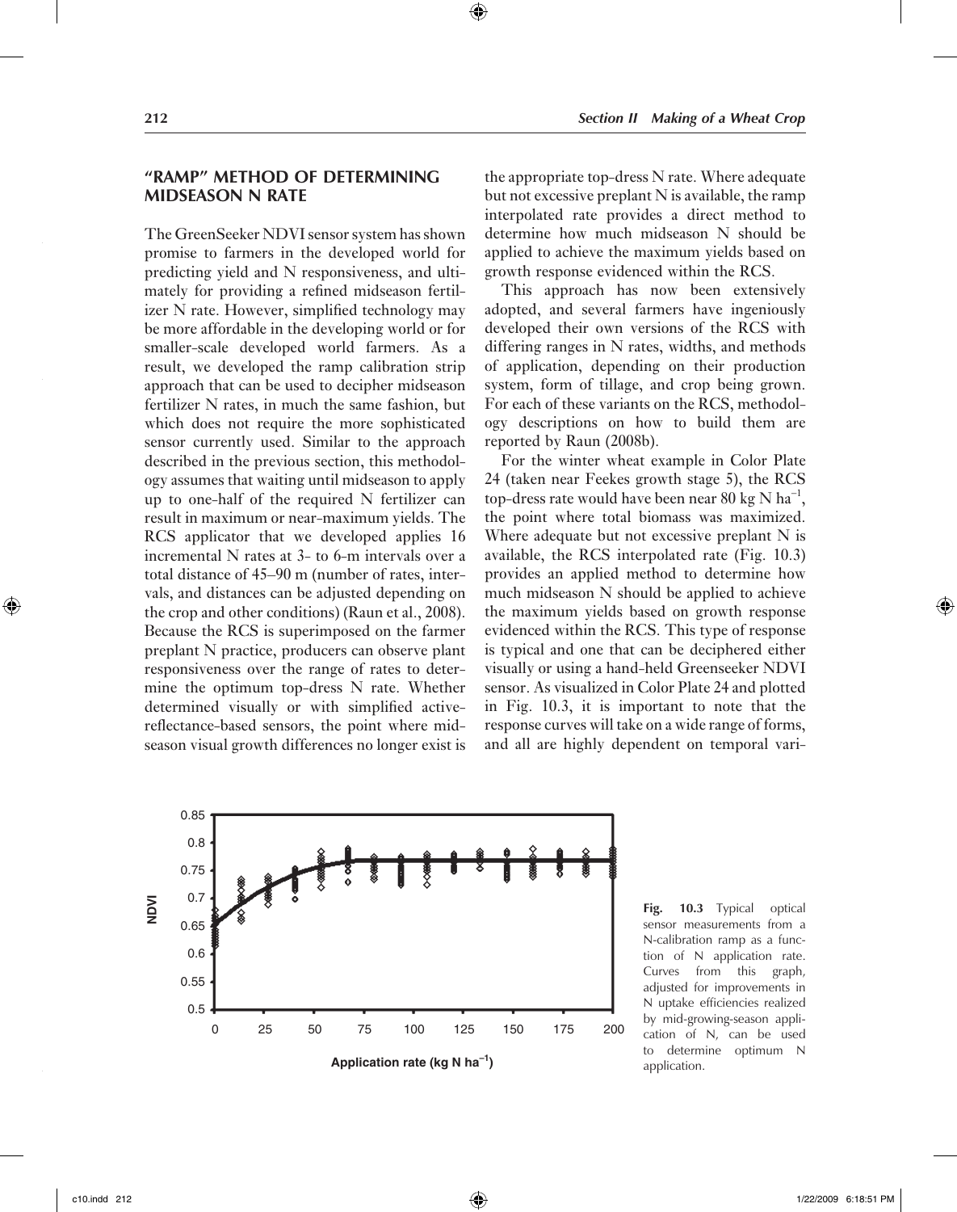## "RAMP" METHOD OF DETERMINING MIDSEASON N RATE

The GreenSeeker NDVI sensor system has shown promise to farmers in the developed world for predicting yield and N responsiveness, and ultimately for providing a refined midseason fertilizer N rate. However, simplified technology may be more affordable in the developing world or for smaller-scale developed world farmers. As a result, we developed the ramp calibration strip approach that can be used to decipher midseason fertilizer N rates, in much the same fashion, but which does not require the more sophisticated sensor currently used. Similar to the approach described in the previous section, this methodology assumes that waiting until midseason to apply up to one-half of the required N fertilizer can result in maximum or near-maximum yields. The RCS applicator that we developed applies 16 incremental N rates at 3- to 6-m intervals over a total distance of 45–90 m (number of rates, intervals, and distances can be adjusted depending on the crop and other conditions) (Raun et al., 2008). Because the RCS is superimposed on the farmer preplant N practice, producers can observe plant responsiveness over the range of rates to determine the optimum top-dress N rate. Whether determined visually or with simplified active-reflectance-based sensors, the point where midseason visual growth differences no longer exist is the appropriate top-dress N rate. Where adequate but not excessive preplant N is available, the ramp interpolated rate provides a direct method to determine how much midseason N should be applied to achieve the maximum yields based on growth response evidenced within the RCS.

This approach has now been extensively adopted, and several farmers have ingeniously developed their own versions of the RCS with differing ranges in N rates, widths, and methods of application, depending on their production system, form of tillage, and crop being grown. For each of these variants on the RCS, methodology descriptions on how to build them are reported by Raun (2008b).

For the winter wheat example in Color Plate 24 (taken near Feekes growth stage 5), the RCS top-dress rate would have been near 80 kg N $ha^{-1}$, the point where total biomass was maximized. Where adequate but not excessive preplant N is available, the RCS interpolated rate (Fig. 10.3) provides an applied method to determine how much midseason N should be applied to achieve the maximum yields based on growth response evidenced within the RCS. This type of response is typical and one that can be deciphered either visually or using a hand-held Greenseeker NDVI sensor. As visualized in Color Plate 24 and plotted in Fig. 10.3, it is important to note that the response curves will take on a wide range of forms, and all are highly dependent on temporal vari-

**Fig. 10.3** Typical optical sensor measurements from a N-calibration ramp as a function of N application rate. Curves from this graph, adjusted for improvements in N uptake efficiencies realized by mid-growing-season application of N, can be used to determine optimum N application.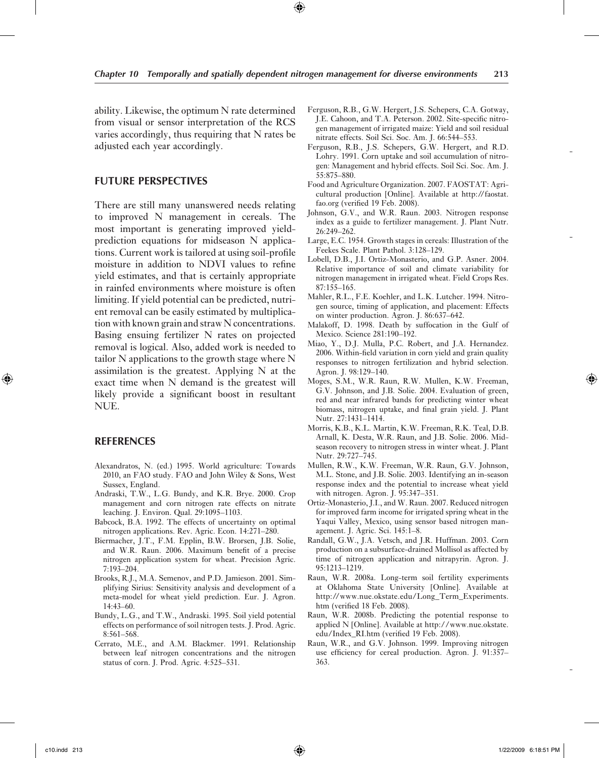ability. Likewise, the optimum N rate determined from visual or sensor interpretation of the RCS varies accordingly, thus requiring that N rates be adjusted each year accordingly.

## FUTURE PERSPECTIVES

There are still many unanswered needs relating to improved N management in cereals. The most important is generating improved yield-prediction equations for midseason N applications. Current work is tailored at using soil-profile moisture in addition to NDVI values to refine yield estimates, and that is certainly appropriate in rainfed environments where moisture is often limiting. If yield potential can be predicted, nutrient removal can be easily estimated by multiplication with known grain and straw N concentrations. Basing ensuing fertilizer N rates on projected removal is logical. Also, added work is needed to tailor N applications to the growth stage where N assimilation is the greatest. Applying N at the exact time when N demand is the greatest will likely provide a significant boost in resultant NUE.

## REFERENCES

Alexandratos, N. (ed.) 1995. World agriculture: Towards 2010, an FAO study. FAO and John Wiley & Sons, West Sussex, England.

Andraski, T.W., L.G. Bundy, and K.R. Brye. 2000. Crop management and corn nitrogen rate effects on nitrate leaching. J. Environ. Qual. 29:1095–1103.

Babcock, B.A. 1992. The effects of uncertainty on optimal nitrogen applications. Rev. Agric. Econ. 14:271–280.

Biermacher, J.T., F.M. Epplin, B.W. Brorsen, J.B. Solie, and W.R. Raun. 2006. Maximum benefit of a precise nitrogen application system for wheat. Precision Agric. 7:193–204.

Brooks, R.J., M.A. Semenov, and P.D. Jamieson. 2001. Simplifying Sirius: Sensitivity analysis and development of a meta-model for wheat yield prediction. Eur. J. Agron. 14:43–60.

Bundy, L.G., and T.W., Andraski. 1995. Soil yield potential effects on performance of soil nitrogen tests. J. Prod. Agric. 8:561–568.

Cerrato, M.E., and A.M. Blackmer. 1991. Relationship between leaf nitrogen concentrations and the nitrogen status of corn. J. Prod. Agric. 4:525–531.

Ferguson, R.B., G.W. Hergert, J.S. Schepers, C.A. Gotway, J.E. Cahoon, and T.A. Peterson. 2002. Site-specific nitrogen management of irrigated maize: Yield and soil residual nitrate effects. Soil Sci. Soc. Am. J. 66:544–553.

Ferguson, R.B., J.S. Schepers, G.W. Hergert, and R.D. Lohry. 1991. Corn uptake and soil accumulation of nitrogen: Management and hybrid effects. Soil Sci. Soc. Am. J. 55:875–880.

Food and Agriculture Organization. 2007. FAOSTAT: Agricultural production [Online]. Available at http://faostat.fao.org (verified 19 Feb. 2008).

Johnson, G.V., and W.R. Raun. 2003. Nitrogen response index as a guide to fertilizer management. J. Plant Nutr. 26:249–262.

Large, E.C. 1954. Growth stages in cereals: Illustration of the Feekes Scale. Plant Pathol. 3:128–129.

Lobell, D.B., J.I. Ortiz-Monasterio, and G.P. Asner. 2004. Relative importance of soil and climate variability for nitrogen management in irrigated wheat. Field Crops Res. 87:155–165.

Mahler, R.L., F.E. Koehler, and L.K. Lutcher. 1994. Nitrogen source, timing of application, and placement: Effects on winter production. Agron. J. 86:637–642.

Malakoff, D. 1998. Death by suffocation in the Gulf of Mexico. Science 281:190–192.

Miao, Y., D.J. Mulla, P.C. Robert, and J.A. Hernandez. 2006. Within-field variation in corn yield and grain quality responses to nitrogen fertilization and hybrid selection. Agron. J. 98:129–140.

Moges, S.M., W.R. Raun, R.W. Mullen, K.W. Freeman, G.V. Johnson, and J.B. Solie. 2004. Evaluation of green, red and near infrared bands for predicting winter wheat biomass, nitrogen uptake, and final grain yield. J. Plant Nutr. 27:1431–1414.

Morris, K.B., K.L. Martin, K.W. Freeman, R.K. Teal, D.B. Arnall, K. Desta, W.R. Raun, and J.B. Solie. 2006. Mid-season recovery to nitrogen stress in winter wheat. J. Plant Nutr. 29:727–745.

Mullen, R.W., K.W. Freeman, W.R. Raun, G.V. Johnson, M.L. Stone, and J.B. Solie. 2003. Identifying an in-season response index and the potential to increase wheat yield with nitrogen. Agron. J. 95:347–351.

Ortiz-Monasterio, J.I., and W. Raun. 2007. Reduced nitrogen for improved farm income for irrigated spring wheat in the Yaqui Valley, Mexico, using sensor based nitrogen management. J. Agric. Sci. 145:1–8.

Randall, G.W., J.A. Vetsch, and J.R. Huffman. 2003. Corn production on a subsurface-drained Mollisol as affected by time of nitrogen application and nitrapyrin. Agron. J. 95:1213–1219.

Raun, W.R. 2008a. Long-term soil fertility experiments at Oklahoma State University [Online]. Available at http://www.nue.okstate.edu/Long_Term_Experiments.htm (verified 18 Feb. 2008).

Raun, W.R. 2008b. Predicting the potential response to applied N [Online]. Available at http://www.nue.okstate.edu/Index_RI.htm (verified 19 Feb. 2008).

Raun, W.R., and G.V. Johnson. 1999. Improving nitrogen use efficiency for cereal production. Agron. J. 91:357–363.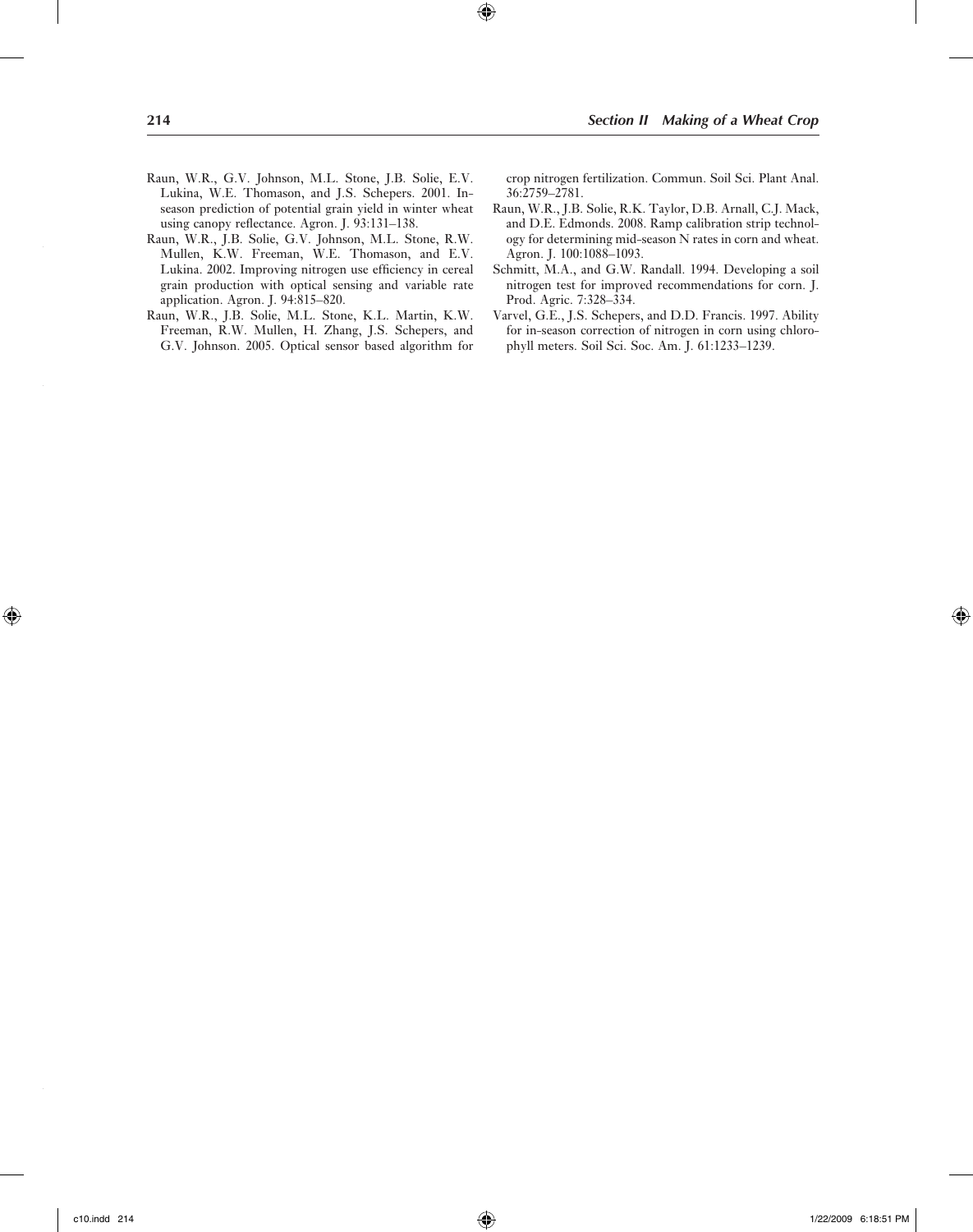Raun, W.R., G.V. Johnson, M.L. Stone, J.B. Solie, E.V. Lukina, W.E. Thomason, and J.S. Schepers. 2001. In-season prediction of potential grain yield in winter wheat using canopy reflectance. Agron. J. 93:131–138.

Raun, W.R., J.B. Solie, G.V. Johnson, M.L. Stone, R.W. Mullen, K.W. Freeman, W.E. Thomason, and E.V. Lukina. 2002. Improving nitrogen use efficiency in cereal grain production with optical sensing and variable rate application. Agron. J. 94:815–820.

Raun, W.R., J.B. Solie, M.L. Stone, K.L. Martin, K.W. Freeman, R.W. Mullen, H. Zhang, J.S. Schepers, and G.V. Johnson. 2005. Optical sensor based algorithm for crop nitrogen fertilization. Commun. Soil Sci. Plant Anal. 36:2759–2781.

Raun, W.R., J.B. Solie, R.K. Taylor, D.B. Arnall, C.J. Mack, and D.E. Edmonds. 2008. Ramp calibration strip technology for determining mid-season N rates in corn and wheat. Agron. J. 100:1088–1093.

Schmitt, M.A., and G.W. Randall. 1994. Developing a soil nitrogen test for improved recommendations for corn. J. Prod. Agric. 7:328–334.

Varvel, G.E., J.S. Schepers, and D.D. Francis. 1997. Ability for in-season correction of nitrogen in corn using chlorophyll meters. Soil Sci. Soc. Am. J. 61:1233–1239.